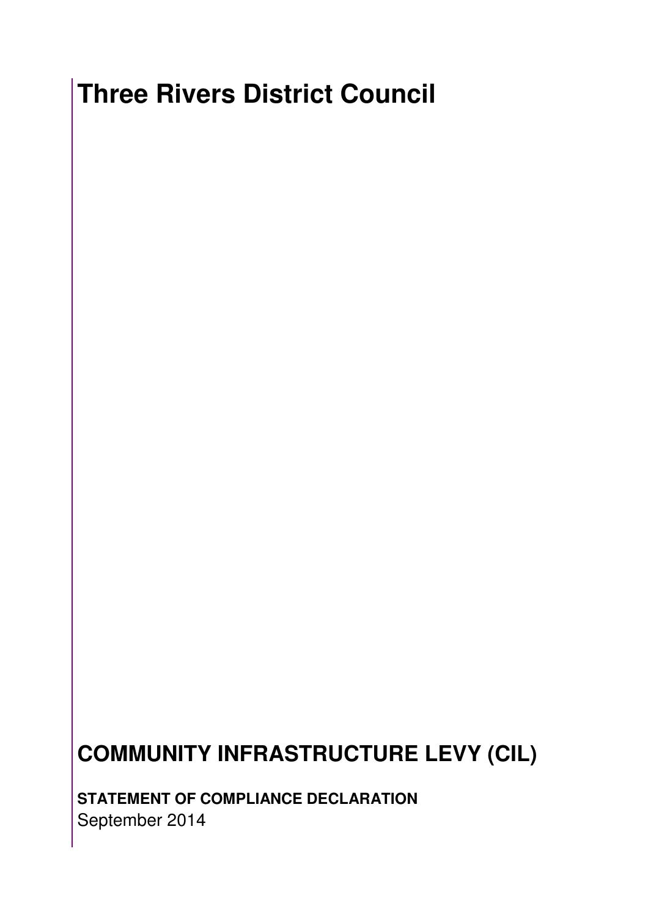# Three Rivers District Council

# COMMUNITY INFRASTRUCTURE LEVY (CIL)

**STATEMENT OF COMPLIANCE DECLARATION**

September 2014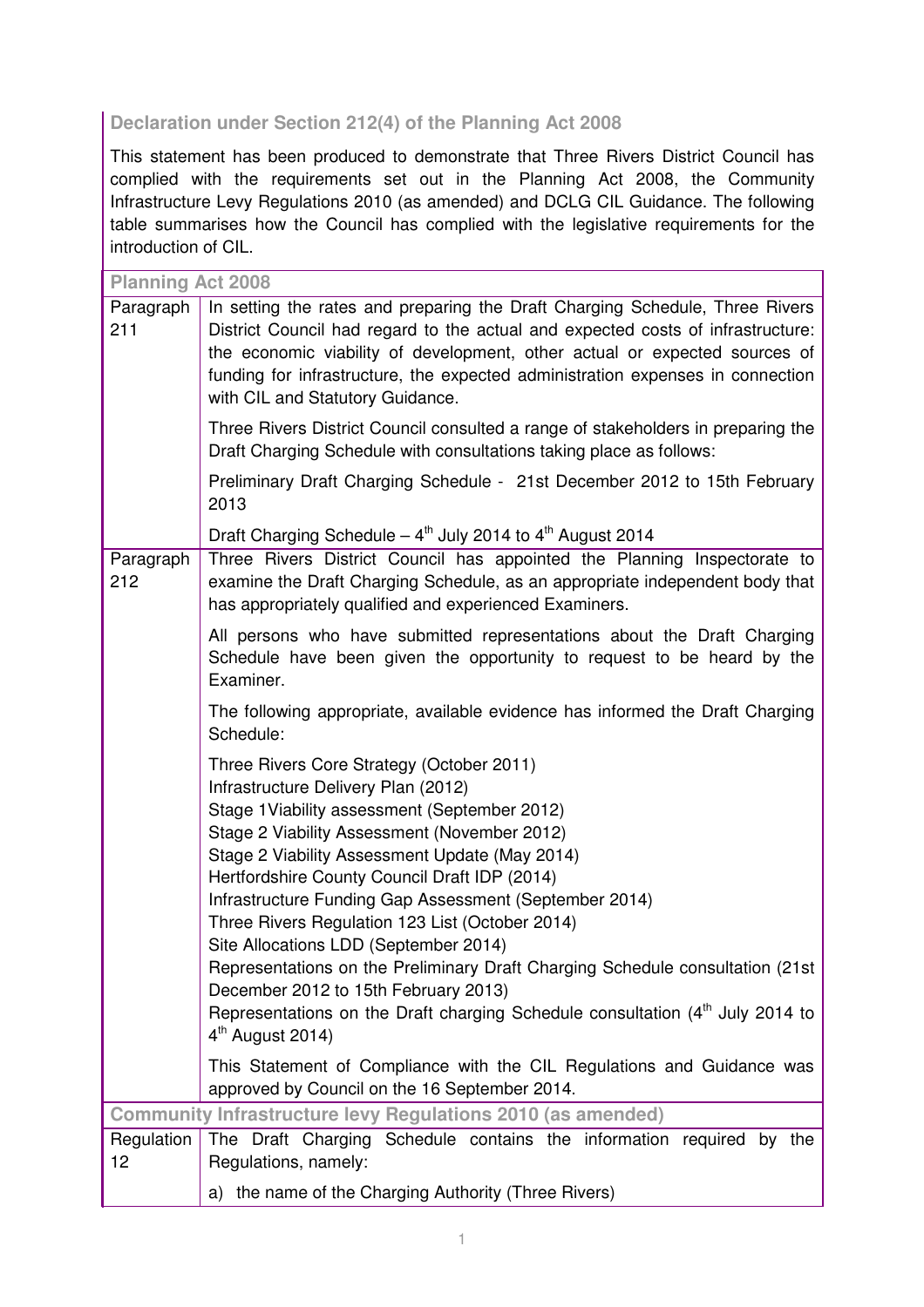## Declaration under Section 212(4) of the Planning Act 2008

This statement has been produced to demonstrate that Three Rivers District Council has complied with the requirements set out in the Planning Act 2008, the Community Infrastructure Levy Regulations 2010 (as amended) and DCLG CIL Guidance. The following table summarises how the Council has complied with the legislative requirements for the introduction of CIL.

| **Planning Act 2008** | |
|---|---|
| Paragraph 211 | In setting the rates and preparing the Draft Charging Schedule, Three Rivers District Council had regard to the actual and expected costs of infrastructure: the economic viability of development, other actual or expected sources of funding for infrastructure, the expected administration expenses in connection with CIL and Statutory Guidance.<br><br>Three Rivers District Council consulted a range of stakeholders in preparing the Draft Charging Schedule with consultations taking place as follows:<br><br>Preliminary Draft Charging Schedule - 21st December 2012 to 15th February 2013<br><br>Draft Charging Schedule – 4th July 2014 to 4th August 2014 |
| Paragraph 212 | Three Rivers District Council has appointed the Planning Inspectorate to examine the Draft Charging Schedule, as an appropriate independent body that has appropriately qualified and experienced Examiners.<br><br>All persons who have submitted representations about the Draft Charging Schedule have been given the opportunity to request to be heard by the Examiner.<br><br>The following appropriate, available evidence has informed the Draft Charging Schedule:<br><br>Three Rivers Core Strategy (October 2011)<br>Infrastructure Delivery Plan (2012)<br>Stage 1Viability assessment (September 2012)<br>Stage 2 Viability Assessment (November 2012)<br>Stage 2 Viability Assessment Update (May 2014)<br>Hertfordshire County Council Draft IDP (2014)<br>Infrastructure Funding Gap Assessment (September 2014)<br>Three Rivers Regulation 123 List (October 2014)<br>Site Allocations LDD (September 2014)<br>Representations on the Preliminary Draft Charging Schedule consultation (21st December 2012 to 15th February 2013)<br>Representations on the Draft charging Schedule consultation (4th July 2014 to 4th August 2014)<br><br>This Statement of Compliance with the CIL Regulations and Guidance was approved by Council on the 16 September 2014. |
| **Community Infrastructure levy Regulations 2010 (as amended)** | |
| Regulation 12 | The Draft Charging Schedule contains the information required by the Regulations, namely:<br><br>a) the name of the Charging Authority (Three Rivers) |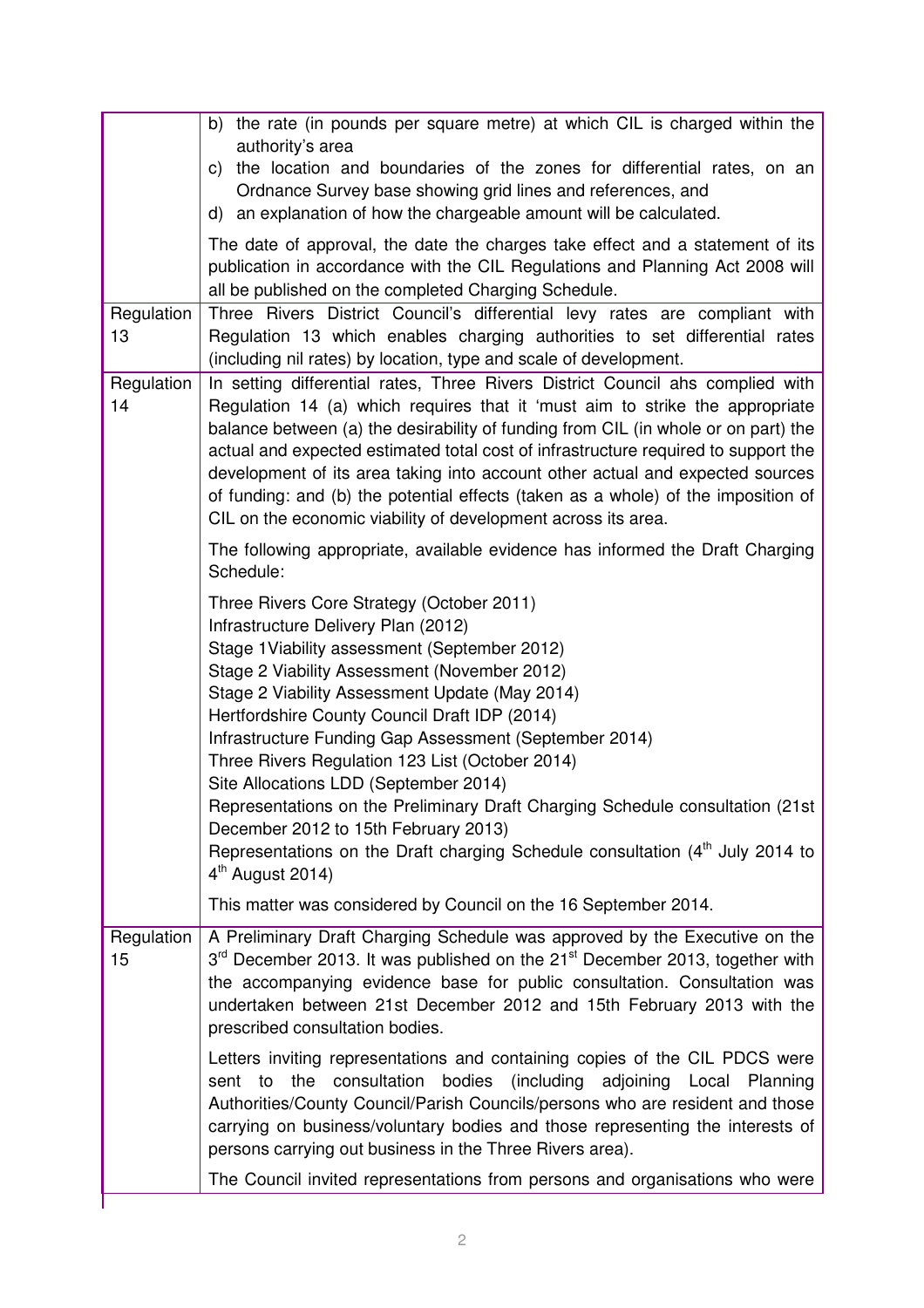| | |
|---|---|
| | b) the rate (in pounds per square metre) at which CIL is charged within the authority's area<br>c) the location and boundaries of the zones for differential rates, on an Ordnance Survey base showing grid lines and references, and<br>d) an explanation of how the chargeable amount will be calculated.<br><br>The date of approval, the date the charges take effect and a statement of its publication in accordance with the CIL Regulations and Planning Act 2008 will all be published on the completed Charging Schedule. |
| Regulation 13 | Three Rivers District Council's differential levy rates are compliant with Regulation 13 which enables charging authorities to set differential rates (including nil rates) by location, type and scale of development. |
| Regulation 14 | In setting differential rates, Three Rivers District Council ahs complied with Regulation 14 (a) which requires that it 'must aim to strike the appropriate balance between (a) the desirability of funding from CIL (in whole or on part) the actual and expected estimated total cost of infrastructure required to support the development of its area taking into account other actual and expected sources of funding: and (b) the potential effects (taken as a whole) of the imposition of CIL on the economic viability of development across its area.<br><br>The following appropriate, available evidence has informed the Draft Charging Schedule:<br><br>Three Rivers Core Strategy (October 2011)<br>Infrastructure Delivery Plan (2012)<br>Stage 1Viability assessment (September 2012)<br>Stage 2 Viability Assessment (November 2012)<br>Stage 2 Viability Assessment Update (May 2014)<br>Hertfordshire County Council Draft IDP (2014)<br>Infrastructure Funding Gap Assessment (September 2014)<br>Three Rivers Regulation 123 List (October 2014)<br>Site Allocations LDD (September 2014)<br>Representations on the Preliminary Draft Charging Schedule consultation (21st December 2012 to 15th February 2013)<br>Representations on the Draft charging Schedule consultation (4th July 2014 to 4th August 2014)<br><br>This matter was considered by Council on the 16 September 2014. |
| Regulation 15 | A Preliminary Draft Charging Schedule was approved by the Executive on the 3rd December 2013. It was published on the 21st December 2013, together with the accompanying evidence base for public consultation. Consultation was undertaken between 21st December 2012 and 15th February 2013 with the prescribed consultation bodies.<br><br>Letters inviting representations and containing copies of the CIL PDCS were sent to the consultation bodies (including adjoining Local Planning Authorities/County Council/Parish Councils/persons who are resident and those carrying on business/voluntary bodies and those representing the interests of persons carrying out business in the Three Rivers area).<br><br>The Council invited representations from persons and organisations who were |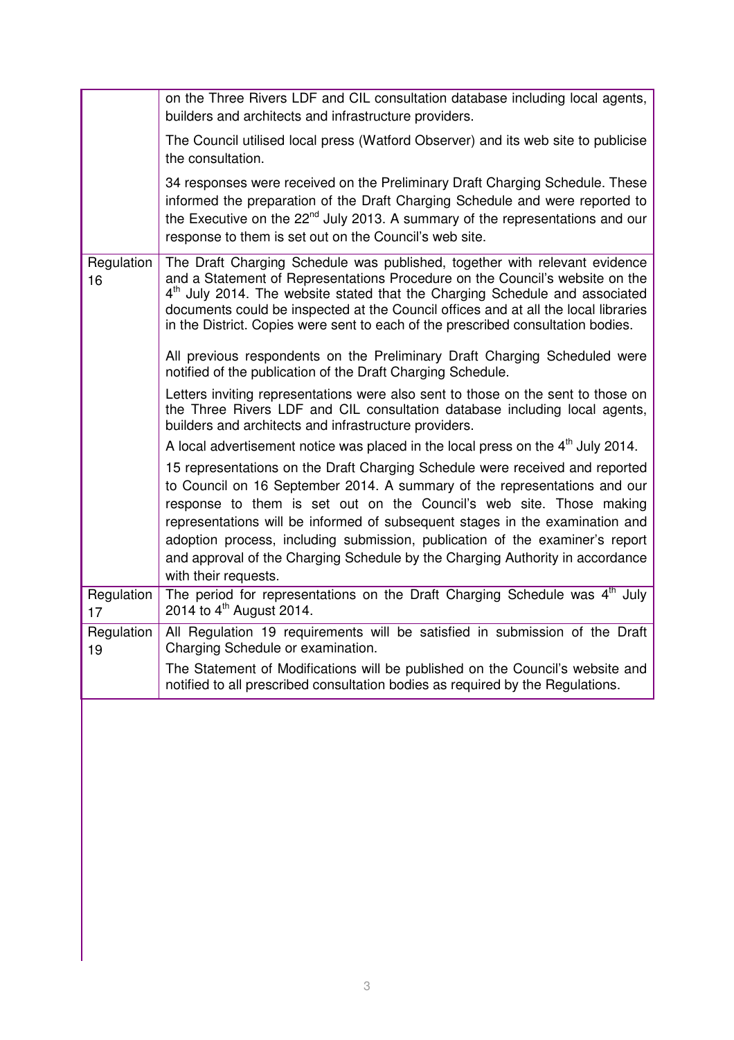| | |
|---|---|
| | on the Three Rivers LDF and CIL consultation database including local agents, builders and architects and infrastructure providers.<br><br>The Council utilised local press (Watford Observer) and its web site to publicise the consultation.<br><br>34 responses were received on the Preliminary Draft Charging Schedule. These informed the preparation of the Draft Charging Schedule and were reported to the Executive on the 22nd July 2013. A summary of the representations and our response to them is set out on the Council's web site. |
| Regulation 16 | The Draft Charging Schedule was published, together with relevant evidence and a Statement of Representations Procedure on the Council's website on the 4th July 2014. The website stated that the Charging Schedule and associated documents could be inspected at the Council offices and at all the local libraries in the District. Copies were sent to each of the prescribed consultation bodies.<br><br>All previous respondents on the Preliminary Draft Charging Scheduled were notified of the publication of the Draft Charging Schedule.<br><br>Letters inviting representations were also sent to those on the sent to those on the Three Rivers LDF and CIL consultation database including local agents, builders and architects and infrastructure providers.<br><br>A local advertisement notice was placed in the local press on the 4th July 2014.<br><br>15 representations on the Draft Charging Schedule were received and reported to Council on 16 September 2014. A summary of the representations and our response to them is set out on the Council's web site. Those making representations will be informed of subsequent stages in the examination and adoption process, including submission, publication of the examiner's report and approval of the Charging Schedule by the Charging Authority in accordance with their requests. |
| Regulation 17 | The period for representations on the Draft Charging Schedule was 4th July 2014 to 4th August 2014. |
| Regulation 19 | All Regulation 19 requirements will be satisfied in submission of the Draft Charging Schedule or examination.<br><br>The Statement of Modifications will be published on the Council's website and notified to all prescribed consultation bodies as required by the Regulations. |